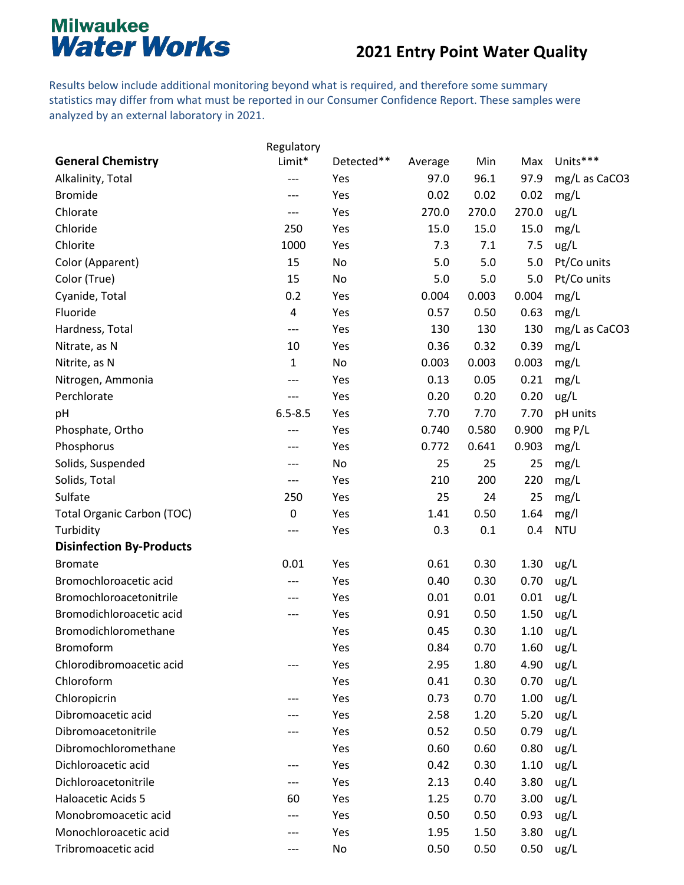Milwaukee
**Water Works**

# 2021 Entry Point Water Quality

Results below include additional monitoring beyond what is required, and therefore some summary statistics may differ from what must be reported in our Consumer Confidence Report. These samples were analyzed by an external laboratory in 2021.

| **General Chemistry** | Regulatory Limit* | Detected** | Average | Min | Max | Units*** |
|---|---|---|---|---|---|---|
| Alkalinity, Total | --- | Yes | 97.0 | 96.1 | 97.9 | mg/L as CaCO3 |
| Bromide | --- | Yes | 0.02 | 0.02 | 0.02 | mg/L |
| Chlorate | --- | Yes | 270.0 | 270.0 | 270.0 | ug/L |
| Chloride | 250 | Yes | 15.0 | 15.0 | 15.0 | mg/L |
| Chlorite | 1000 | Yes | 7.3 | 7.1 | 7.5 | ug/L |
| Color (Apparent) | 15 | No | 5.0 | 5.0 | 5.0 | Pt/Co units |
| Color (True) | 15 | No | 5.0 | 5.0 | 5.0 | Pt/Co units |
| Cyanide, Total | 0.2 | Yes | 0.004 | 0.003 | 0.004 | mg/L |
| Fluoride | 4 | Yes | 0.57 | 0.50 | 0.63 | mg/L |
| Hardness, Total | --- | Yes | 130 | 130 | 130 | mg/L as CaCO3 |
| Nitrate, as N | 10 | Yes | 0.36 | 0.32 | 0.39 | mg/L |
| Nitrite, as N | 1 | No | 0.003 | 0.003 | 0.003 | mg/L |
| Nitrogen, Ammonia | --- | Yes | 0.13 | 0.05 | 0.21 | mg/L |
| Perchlorate | --- | Yes | 0.20 | 0.20 | 0.20 | ug/L |
| pH | 6.5-8.5 | Yes | 7.70 | 7.70 | 7.70 | pH units |
| Phosphate, Ortho | --- | Yes | 0.740 | 0.580 | 0.900 | mg P/L |
| Phosphorus | --- | Yes | 0.772 | 0.641 | 0.903 | mg/L |
| Solids, Suspended | --- | No | 25 | 25 | 25 | mg/L |
| Solids, Total | --- | Yes | 210 | 200 | 220 | mg/L |
| Sulfate | 250 | Yes | 25 | 24 | 25 | mg/L |
| Total Organic Carbon (TOC) | 0 | Yes | 1.41 | 0.50 | 1.64 | mg/l |
| Turbidity | --- | Yes | 0.3 | 0.1 | 0.4 | NTU |
| **Disinfection By-Products** | | | | | | |
| Bromate | 0.01 | Yes | 0.61 | 0.30 | 1.30 | ug/L |
| Bromochloroacetic acid | --- | Yes | 0.40 | 0.30 | 0.70 | ug/L |
| Bromochloroacetonitrile | --- | Yes | 0.01 | 0.01 | 0.01 | ug/L |
| Bromodichloroacetic acid | --- | Yes | 0.91 | 0.50 | 1.50 | ug/L |
| Bromodichloromethane | | Yes | 0.45 | 0.30 | 1.10 | ug/L |
| Bromoform | | Yes | 0.84 | 0.70 | 1.60 | ug/L |
| Chlorodibromoacetic acid | --- | Yes | 2.95 | 1.80 | 4.90 | ug/L |
| Chloroform | | Yes | 0.41 | 0.30 | 0.70 | ug/L |
| Chloropicrin | --- | Yes | 0.73 | 0.70 | 1.00 | ug/L |
| Dibromoacetic acid | --- | Yes | 2.58 | 1.20 | 5.20 | ug/L |
| Dibromoacetonitrile | --- | Yes | 0.52 | 0.50 | 0.79 | ug/L |
| Dibromochloromethane | | Yes | 0.60 | 0.60 | 0.80 | ug/L |
| Dichloroacetic acid | --- | Yes | 0.42 | 0.30 | 1.10 | ug/L |
| Dichloroacetonitrile | --- | Yes | 2.13 | 0.40 | 3.80 | ug/L |
| Haloacetic Acids 5 | 60 | Yes | 1.25 | 0.70 | 3.00 | ug/L |
| Monobromoacetic acid | --- | Yes | 0.50 | 0.50 | 0.93 | ug/L |
| Monochloroacetic acid | --- | Yes | 1.95 | 1.50 | 3.80 | ug/L |
| Tribromoacetic acid | --- | No | 0.50 | 0.50 | 0.50 | ug/L |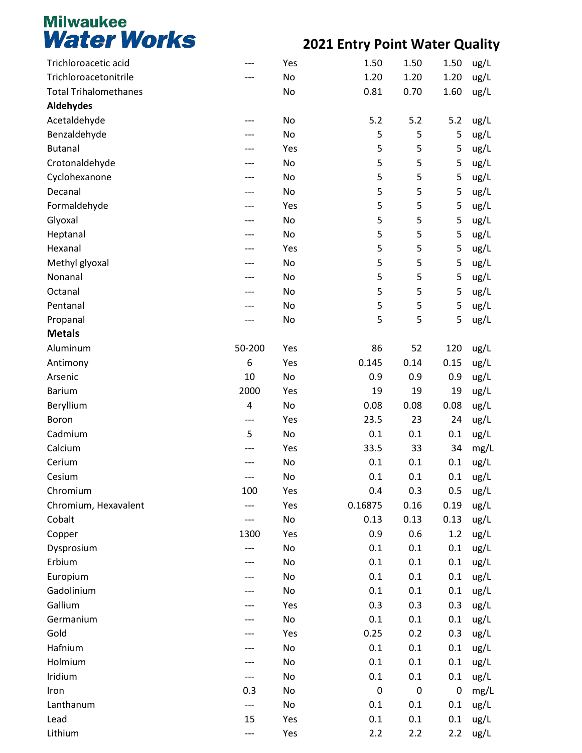Milwaukee Water Works

# 2021 Entry Point Water Quality

| | | | | | | |
|---|---|---|---|---|---|---|
| Trichloroacetic acid | --- | Yes | 1.50 | 1.50 | 1.50 | ug/L |
| Trichloroacetonitrile | --- | No | 1.20 | 1.20 | 1.20 | ug/L |
| Total Trihalomethanes | | No | 0.81 | 0.70 | 1.60 | ug/L |
| **Aldehydes** | | | | | | |
| Acetaldehyde | --- | No | 5.2 | 5.2 | 5.2 | ug/L |
| Benzaldehyde | --- | No | 5 | 5 | 5 | ug/L |
| Butanal | --- | Yes | 5 | 5 | 5 | ug/L |
| Crotonaldehyde | --- | No | 5 | 5 | 5 | ug/L |
| Cyclohexanone | --- | No | 5 | 5 | 5 | ug/L |
| Decanal | --- | No | 5 | 5 | 5 | ug/L |
| Formaldehyde | --- | Yes | 5 | 5 | 5 | ug/L |
| Glyoxal | --- | No | 5 | 5 | 5 | ug/L |
| Heptanal | --- | No | 5 | 5 | 5 | ug/L |
| Hexanal | --- | Yes | 5 | 5 | 5 | ug/L |
| Methyl glyoxal | --- | No | 5 | 5 | 5 | ug/L |
| Nonanal | --- | No | 5 | 5 | 5 | ug/L |
| Octanal | --- | No | 5 | 5 | 5 | ug/L |
| Pentanal | --- | No | 5 | 5 | 5 | ug/L |
| Propanal | --- | No | 5 | 5 | 5 | ug/L |
| **Metals** | | | | | | |
| Aluminum | 50-200 | Yes | 86 | 52 | 120 | ug/L |
| Antimony | 6 | Yes | 0.145 | 0.14 | 0.15 | ug/L |
| Arsenic | 10 | No | 0.9 | 0.9 | 0.9 | ug/L |
| Barium | 2000 | Yes | 19 | 19 | 19 | ug/L |
| Beryllium | 4 | No | 0.08 | 0.08 | 0.08 | ug/L |
| Boron | --- | Yes | 23.5 | 23 | 24 | ug/L |
| Cadmium | 5 | No | 0.1 | 0.1 | 0.1 | ug/L |
| Calcium | --- | Yes | 33.5 | 33 | 34 | mg/L |
| Cerium | --- | No | 0.1 | 0.1 | 0.1 | ug/L |
| Cesium | --- | No | 0.1 | 0.1 | 0.1 | ug/L |
| Chromium | 100 | Yes | 0.4 | 0.3 | 0.5 | ug/L |
| Chromium, Hexavalent | --- | Yes | 0.16875 | 0.16 | 0.19 | ug/L |
| Cobalt | --- | No | 0.13 | 0.13 | 0.13 | ug/L |
| Copper | 1300 | Yes | 0.9 | 0.6 | 1.2 | ug/L |
| Dysprosium | --- | No | 0.1 | 0.1 | 0.1 | ug/L |
| Erbium | --- | No | 0.1 | 0.1 | 0.1 | ug/L |
| Europium | --- | No | 0.1 | 0.1 | 0.1 | ug/L |
| Gadolinium | --- | No | 0.1 | 0.1 | 0.1 | ug/L |
| Gallium | --- | Yes | 0.3 | 0.3 | 0.3 | ug/L |
| Germanium | --- | No | 0.1 | 0.1 | 0.1 | ug/L |
| Gold | --- | Yes | 0.25 | 0.2 | 0.3 | ug/L |
| Hafnium | --- | No | 0.1 | 0.1 | 0.1 | ug/L |
| Holmium | --- | No | 0.1 | 0.1 | 0.1 | ug/L |
| Iridium | --- | No | 0.1 | 0.1 | 0.1 | ug/L |
| Iron | 0.3 | No | 0 | 0 | 0 | mg/L |
| Lanthanum | --- | No | 0.1 | 0.1 | 0.1 | ug/L |
| Lead | 15 | Yes | 0.1 | 0.1 | 0.1 | ug/L |
| Lithium | --- | Yes | 2.2 | 2.2 | 2.2 | ug/L |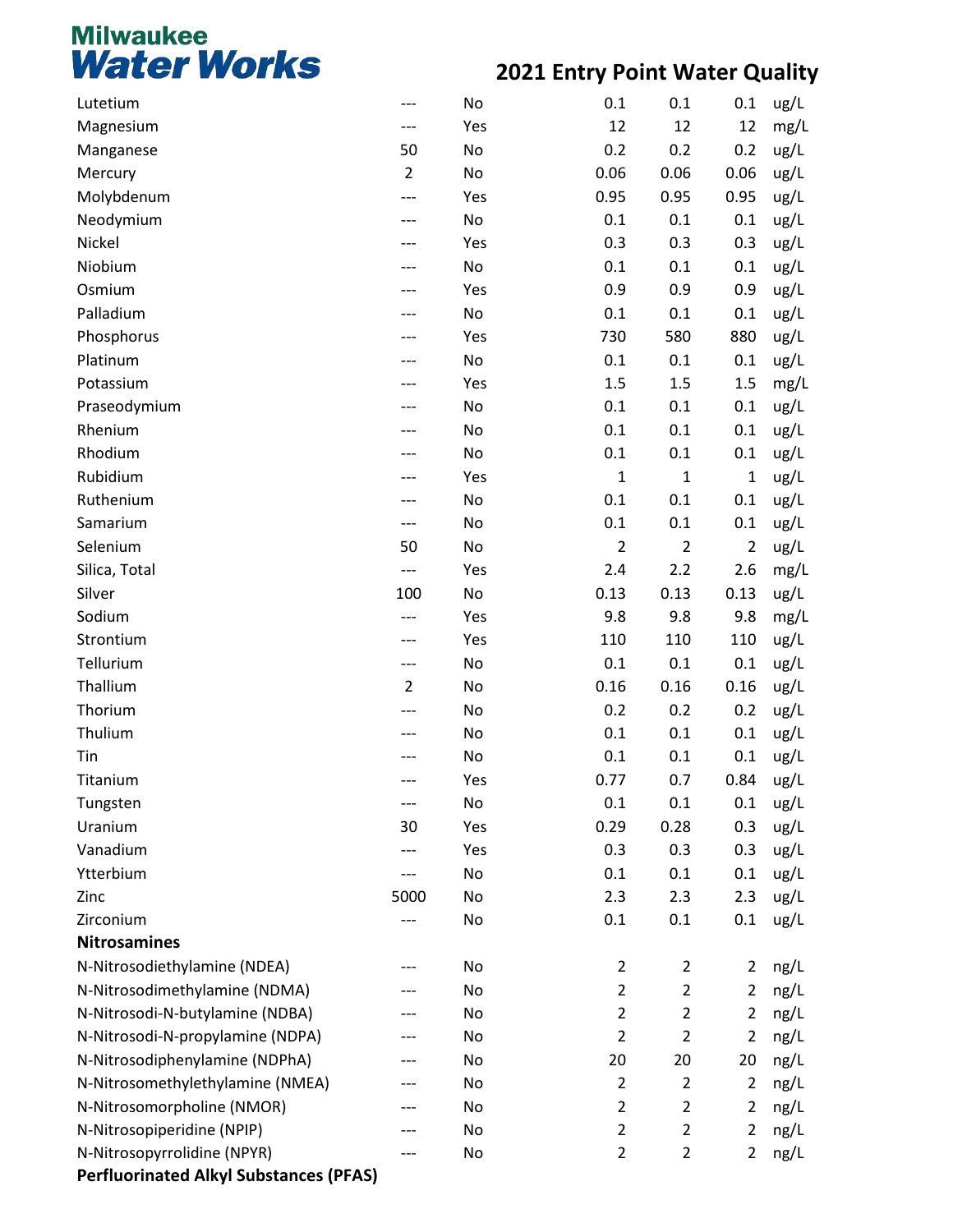# Milwaukee Water Works

## 2021 Entry Point Water Quality

| | | | | | | |
|---|---|---|---|---|---|---|
| Lutetium | --- | No | 0.1 | 0.1 | 0.1 | ug/L |
| Magnesium | --- | Yes | 12 | 12 | 12 | mg/L |
| Manganese | 50 | No | 0.2 | 0.2 | 0.2 | ug/L |
| Mercury | 2 | No | 0.06 | 0.06 | 0.06 | ug/L |
| Molybdenum | --- | Yes | 0.95 | 0.95 | 0.95 | ug/L |
| Neodymium | --- | No | 0.1 | 0.1 | 0.1 | ug/L |
| Nickel | --- | Yes | 0.3 | 0.3 | 0.3 | ug/L |
| Niobium | --- | No | 0.1 | 0.1 | 0.1 | ug/L |
| Osmium | --- | Yes | 0.9 | 0.9 | 0.9 | ug/L |
| Palladium | --- | No | 0.1 | 0.1 | 0.1 | ug/L |
| Phosphorus | --- | Yes | 730 | 580 | 880 | ug/L |
| Platinum | --- | No | 0.1 | 0.1 | 0.1 | ug/L |
| Potassium | --- | Yes | 1.5 | 1.5 | 1.5 | mg/L |
| Praseodymium | --- | No | 0.1 | 0.1 | 0.1 | ug/L |
| Rhenium | --- | No | 0.1 | 0.1 | 0.1 | ug/L |
| Rhodium | --- | No | 0.1 | 0.1 | 0.1 | ug/L |
| Rubidium | --- | Yes | 1 | 1 | 1 | ug/L |
| Ruthenium | --- | No | 0.1 | 0.1 | 0.1 | ug/L |
| Samarium | --- | No | 0.1 | 0.1 | 0.1 | ug/L |
| Selenium | 50 | No | 2 | 2 | 2 | ug/L |
| Silica, Total | --- | Yes | 2.4 | 2.2 | 2.6 | mg/L |
| Silver | 100 | No | 0.13 | 0.13 | 0.13 | ug/L |
| Sodium | --- | Yes | 9.8 | 9.8 | 9.8 | mg/L |
| Strontium | --- | Yes | 110 | 110 | 110 | ug/L |
| Tellurium | --- | No | 0.1 | 0.1 | 0.1 | ug/L |
| Thallium | 2 | No | 0.16 | 0.16 | 0.16 | ug/L |
| Thorium | --- | No | 0.2 | 0.2 | 0.2 | ug/L |
| Thulium | --- | No | 0.1 | 0.1 | 0.1 | ug/L |
| Tin | --- | No | 0.1 | 0.1 | 0.1 | ug/L |
| Titanium | --- | Yes | 0.77 | 0.7 | 0.84 | ug/L |
| Tungsten | --- | No | 0.1 | 0.1 | 0.1 | ug/L |
| Uranium | 30 | Yes | 0.29 | 0.28 | 0.3 | ug/L |
| Vanadium | --- | Yes | 0.3 | 0.3 | 0.3 | ug/L |
| Ytterbium | --- | No | 0.1 | 0.1 | 0.1 | ug/L |
| Zinc | 5000 | No | 2.3 | 2.3 | 2.3 | ug/L |
| Zirconium | --- | No | 0.1 | 0.1 | 0.1 | ug/L |
| **Nitrosamines** | | | | | | |
| N-Nitrosodiethylamine (NDEA) | --- | No | 2 | 2 | 2 | ng/L |
| N-Nitrosodimethylamine (NDMA) | --- | No | 2 | 2 | 2 | ng/L |
| N-Nitrosodi-N-butylamine (NDBA) | --- | No | 2 | 2 | 2 | ng/L |
| N-Nitrosodi-N-propylamine (NDPA) | --- | No | 2 | 2 | 2 | ng/L |
| N-Nitrosodiphenylamine (NDPhA) | --- | No | 20 | 20 | 20 | ng/L |
| N-Nitrosomethylethylamine (NMEA) | --- | No | 2 | 2 | 2 | ng/L |
| N-Nitrosomorpholine (NMOR) | --- | No | 2 | 2 | 2 | ng/L |
| N-Nitrosopiperidine (NPIP) | --- | No | 2 | 2 | 2 | ng/L |
| N-Nitrosopyrrolidine (NPYR) | --- | No | 2 | 2 | 2 | ng/L |
| **Perfluorinated Alkyl Substances (PFAS)** | | | | | | |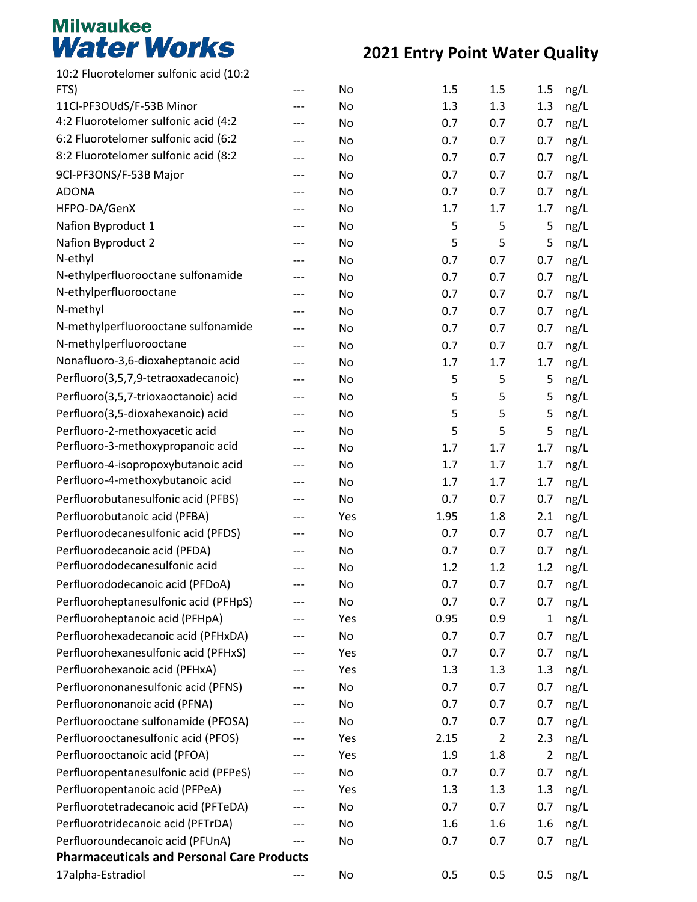# Milwaukee Water Works

## 2021 Entry Point Water Quality

| | | | | | | |
|---|---|---|---|---|---|---|
| 10:2 Fluorotelomer sulfonic acid (10:2 FTS) | --- | No | 1.5 | 1.5 | 1.5 | ng/L |
| 11Cl-PF3OUdS/F-53B Minor | --- | No | 1.3 | 1.3 | 1.3 | ng/L |
| 4:2 Fluorotelomer sulfonic acid (4:2 | --- | No | 0.7 | 0.7 | 0.7 | ng/L |
| 6:2 Fluorotelomer sulfonic acid (6:2 | --- | No | 0.7 | 0.7 | 0.7 | ng/L |
| 8:2 Fluorotelomer sulfonic acid (8:2 | --- | No | 0.7 | 0.7 | 0.7 | ng/L |
| 9Cl-PF3ONS/F-53B Major | --- | No | 0.7 | 0.7 | 0.7 | ng/L |
| ADONA | --- | No | 0.7 | 0.7 | 0.7 | ng/L |
| HFPO-DA/GenX | --- | No | 1.7 | 1.7 | 1.7 | ng/L |
| Nafion Byproduct 1 | --- | No | 5 | 5 | 5 | ng/L |
| Nafion Byproduct 2 | --- | No | 5 | 5 | 5 | ng/L |
| N-ethyl | --- | No | 0.7 | 0.7 | 0.7 | ng/L |
| N-ethylperfluorooctane sulfonamide | --- | No | 0.7 | 0.7 | 0.7 | ng/L |
| N-ethylperfluorooctane | --- | No | 0.7 | 0.7 | 0.7 | ng/L |
| N-methyl | --- | No | 0.7 | 0.7 | 0.7 | ng/L |
| N-methylperfluorooctane sulfonamide | --- | No | 0.7 | 0.7 | 0.7 | ng/L |
| N-methylperfluorooctane | --- | No | 0.7 | 0.7 | 0.7 | ng/L |
| Nonafluoro-3,6-dioxaheptanoic acid | --- | No | 1.7 | 1.7 | 1.7 | ng/L |
| Perfluoro(3,5,7,9-tetraoxadecanoic) | --- | No | 5 | 5 | 5 | ng/L |
| Perfluoro(3,5,7-trioxaoctanoic) acid | --- | No | 5 | 5 | 5 | ng/L |
| Perfluoro(3,5-dioxahexanoic) acid | --- | No | 5 | 5 | 5 | ng/L |
| Perfluoro-2-methoxyacetic acid | --- | No | 5 | 5 | 5 | ng/L |
| Perfluoro-3-methoxypropanoic acid | --- | No | 1.7 | 1.7 | 1.7 | ng/L |
| Perfluoro-4-isopropoxybutanoic acid | --- | No | 1.7 | 1.7 | 1.7 | ng/L |
| Perfluoro-4-methoxybutanoic acid | --- | No | 1.7 | 1.7 | 1.7 | ng/L |
| Perfluorobutanesulfonic acid (PFBS) | --- | No | 0.7 | 0.7 | 0.7 | ng/L |
| Perfluorobutanoic acid (PFBA) | --- | Yes | 1.95 | 1.8 | 2.1 | ng/L |
| Perfluorodecanesulfonic acid (PFDS) | --- | No | 0.7 | 0.7 | 0.7 | ng/L |
| Perfluorodecanoic acid (PFDA) | --- | No | 0.7 | 0.7 | 0.7 | ng/L |
| Perfluorododecanesulfonic acid | --- | No | 1.2 | 1.2 | 1.2 | ng/L |
| Perfluorododecanoic acid (PFDoA) | --- | No | 0.7 | 0.7 | 0.7 | ng/L |
| Perfluoroheptanesulfonic acid (PFHpS) | --- | No | 0.7 | 0.7 | 0.7 | ng/L |
| Perfluoroheptanoic acid (PFHpA) | --- | Yes | 0.95 | 0.9 | 1 | ng/L |
| Perfluorohexadecanoic acid (PFHxDA) | --- | No | 0.7 | 0.7 | 0.7 | ng/L |
| Perfluorohexanesulfonic acid (PFHxS) | --- | Yes | 0.7 | 0.7 | 0.7 | ng/L |
| Perfluorohexanoic acid (PFHxA) | --- | Yes | 1.3 | 1.3 | 1.3 | ng/L |
| Perfluorononanesulfonic acid (PFNS) | --- | No | 0.7 | 0.7 | 0.7 | ng/L |
| Perfluorononanoic acid (PFNA) | --- | No | 0.7 | 0.7 | 0.7 | ng/L |
| Perfluorooctane sulfonamide (PFOSA) | --- | No | 0.7 | 0.7 | 0.7 | ng/L |
| Perfluorooctanesulfonic acid (PFOS) | --- | Yes | 2.15 | 2 | 2.3 | ng/L |
| Perfluorooctanoic acid (PFOA) | --- | Yes | 1.9 | 1.8 | 2 | ng/L |
| Perfluoropentanesulfonic acid (PFPeS) | --- | No | 0.7 | 0.7 | 0.7 | ng/L |
| Perfluoropentanoic acid (PFPeA) | --- | Yes | 1.3 | 1.3 | 1.3 | ng/L |
| Perfluorotetradecanoic acid (PFTeDA) | --- | No | 0.7 | 0.7 | 0.7 | ng/L |
| Perfluorotridecanoic acid (PFTrDA) | --- | No | 1.6 | 1.6 | 1.6 | ng/L |
| Perfluoroundecanoic acid (PFUnA) | --- | No | 0.7 | 0.7 | 0.7 | ng/L |
| **Pharmaceuticals and Personal Care Products** | | | | | | |
| 17alpha-Estradiol | --- | No | 0.5 | 0.5 | 0.5 | ng/L |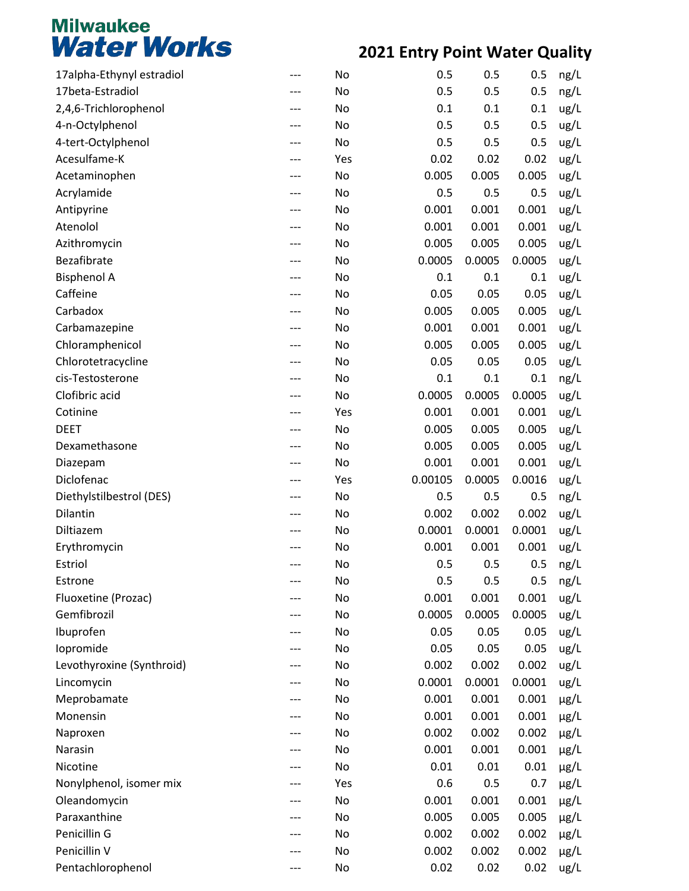# Milwaukee Water Works

## 2021 Entry Point Water Quality

| | | | | | | |
|---|---|---|---|---|---|---|
| 17alpha-Ethynyl estradiol | --- | No | 0.5 | 0.5 | 0.5 | ng/L |
| 17beta-Estradiol | --- | No | 0.5 | 0.5 | 0.5 | ng/L |
| 2,4,6-Trichlorophenol | --- | No | 0.1 | 0.1 | 0.1 | ug/L |
| 4-n-Octylphenol | --- | No | 0.5 | 0.5 | 0.5 | ug/L |
| 4-tert-Octylphenol | --- | No | 0.5 | 0.5 | 0.5 | ug/L |
| Acesulfame-K | --- | Yes | 0.02 | 0.02 | 0.02 | ug/L |
| Acetaminophen | --- | No | 0.005 | 0.005 | 0.005 | ug/L |
| Acrylamide | --- | No | 0.5 | 0.5 | 0.5 | ug/L |
| Antipyrine | --- | No | 0.001 | 0.001 | 0.001 | ug/L |
| Atenolol | --- | No | 0.001 | 0.001 | 0.001 | ug/L |
| Azithromycin | --- | No | 0.005 | 0.005 | 0.005 | ug/L |
| Bezafibrate | --- | No | 0.0005 | 0.0005 | 0.0005 | ug/L |
| Bisphenol A | --- | No | 0.1 | 0.1 | 0.1 | ug/L |
| Caffeine | --- | No | 0.05 | 0.05 | 0.05 | ug/L |
| Carbadox | --- | No | 0.005 | 0.005 | 0.005 | ug/L |
| Carbamazepine | --- | No | 0.001 | 0.001 | 0.001 | ug/L |
| Chloramphenicol | --- | No | 0.005 | 0.005 | 0.005 | ug/L |
| Chlorotetracycline | --- | No | 0.05 | 0.05 | 0.05 | ug/L |
| cis-Testosterone | --- | No | 0.1 | 0.1 | 0.1 | ng/L |
| Clofibric acid | --- | No | 0.0005 | 0.0005 | 0.0005 | ug/L |
| Cotinine | --- | Yes | 0.001 | 0.001 | 0.001 | ug/L |
| DEET | --- | No | 0.005 | 0.005 | 0.005 | ug/L |
| Dexamethasone | --- | No | 0.005 | 0.005 | 0.005 | ug/L |
| Diazepam | --- | No | 0.001 | 0.001 | 0.001 | ug/L |
| Diclofenac | --- | Yes | 0.00105 | 0.0005 | 0.0016 | ug/L |
| Diethylstilbestrol (DES) | --- | No | 0.5 | 0.5 | 0.5 | ng/L |
| Dilantin | --- | No | 0.002 | 0.002 | 0.002 | ug/L |
| Diltiazem | --- | No | 0.0001 | 0.0001 | 0.0001 | ug/L |
| Erythromycin | --- | No | 0.001 | 0.001 | 0.001 | ug/L |
| Estriol | --- | No | 0.5 | 0.5 | 0.5 | ng/L |
| Estrone | --- | No | 0.5 | 0.5 | 0.5 | ng/L |
| Fluoxetine (Prozac) | --- | No | 0.001 | 0.001 | 0.001 | ug/L |
| Gemfibrozil | --- | No | 0.0005 | 0.0005 | 0.0005 | ug/L |
| Ibuprofen | --- | No | 0.05 | 0.05 | 0.05 | ug/L |
| Iopromide | --- | No | 0.05 | 0.05 | 0.05 | ug/L |
| Levothyroxine (Synthroid) | --- | No | 0.002 | 0.002 | 0.002 | ug/L |
| Lincomycin | --- | No | 0.0001 | 0.0001 | 0.0001 | ug/L |
| Meprobamate | --- | No | 0.001 | 0.001 | 0.001 | µg/L |
| Monensin | --- | No | 0.001 | 0.001 | 0.001 | µg/L |
| Naproxen | --- | No | 0.002 | 0.002 | 0.002 | µg/L |
| Narasin | --- | No | 0.001 | 0.001 | 0.001 | µg/L |
| Nicotine | --- | No | 0.01 | 0.01 | 0.01 | µg/L |
| Nonylphenol, isomer mix | --- | Yes | 0.6 | 0.5 | 0.7 | µg/L |
| Oleandomycin | --- | No | 0.001 | 0.001 | 0.001 | µg/L |
| Paraxanthine | --- | No | 0.005 | 0.005 | 0.005 | µg/L |
| Penicillin G | --- | No | 0.002 | 0.002 | 0.002 | µg/L |
| Penicillin V | --- | No | 0.002 | 0.002 | 0.002 | µg/L |
| Pentachlorophenol | --- | No | 0.02 | 0.02 | 0.02 | ug/L |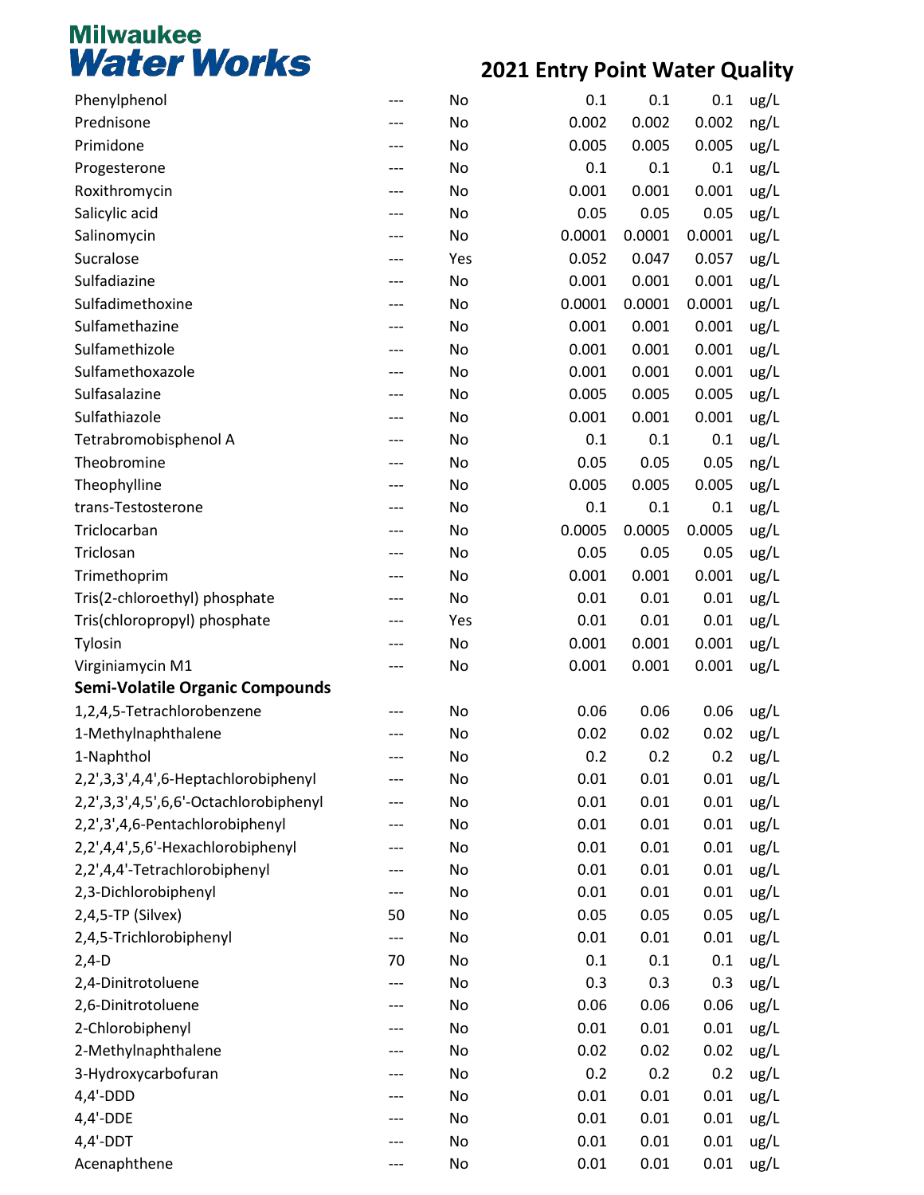# Milwaukee Water Works

## 2021 Entry Point Water Quality

| | | | | | | |
|---|---|---|---|---|---|---|
| Phenylphenol | --- | No | 0.1 | 0.1 | 0.1 | ug/L |
| Prednisone | --- | No | 0.002 | 0.002 | 0.002 | ng/L |
| Primidone | --- | No | 0.005 | 0.005 | 0.005 | ug/L |
| Progesterone | --- | No | 0.1 | 0.1 | 0.1 | ug/L |
| Roxithromycin | --- | No | 0.001 | 0.001 | 0.001 | ug/L |
| Salicylic acid | --- | No | 0.05 | 0.05 | 0.05 | ug/L |
| Salinomycin | --- | No | 0.0001 | 0.0001 | 0.0001 | ug/L |
| Sucralose | --- | Yes | 0.052 | 0.047 | 0.057 | ug/L |
| Sulfadiazine | --- | No | 0.001 | 0.001 | 0.001 | ug/L |
| Sulfadimethoxine | --- | No | 0.0001 | 0.0001 | 0.0001 | ug/L |
| Sulfamethazine | --- | No | 0.001 | 0.001 | 0.001 | ug/L |
| Sulfamethizole | --- | No | 0.001 | 0.001 | 0.001 | ug/L |
| Sulfamethoxazole | --- | No | 0.001 | 0.001 | 0.001 | ug/L |
| Sulfasalazine | --- | No | 0.005 | 0.005 | 0.005 | ug/L |
| Sulfathiazole | --- | No | 0.001 | 0.001 | 0.001 | ug/L |
| Tetrabromobisphenol A | --- | No | 0.1 | 0.1 | 0.1 | ug/L |
| Theobromine | --- | No | 0.05 | 0.05 | 0.05 | ng/L |
| Theophylline | --- | No | 0.005 | 0.005 | 0.005 | ug/L |
| trans-Testosterone | --- | No | 0.1 | 0.1 | 0.1 | ug/L |
| Triclocarban | --- | No | 0.0005 | 0.0005 | 0.0005 | ug/L |
| Triclosan | --- | No | 0.05 | 0.05 | 0.05 | ug/L |
| Trimethoprim | --- | No | 0.001 | 0.001 | 0.001 | ug/L |
| Tris(2-chloroethyl) phosphate | --- | No | 0.01 | 0.01 | 0.01 | ug/L |
| Tris(chloropropyl) phosphate | --- | Yes | 0.01 | 0.01 | 0.01 | ug/L |
| Tylosin | --- | No | 0.001 | 0.001 | 0.001 | ug/L |
| Virginiamycin M1 | --- | No | 0.001 | 0.001 | 0.001 | ug/L |
| **Semi-Volatile Organic Compounds** | | | | | | |
| 1,2,4,5-Tetrachlorobenzene | --- | No | 0.06 | 0.06 | 0.06 | ug/L |
| 1-Methylnaphthalene | --- | No | 0.02 | 0.02 | 0.02 | ug/L |
| 1-Naphthol | --- | No | 0.2 | 0.2 | 0.2 | ug/L |
| 2,2',3,3',4,4',6-Heptachlorobiphenyl | --- | No | 0.01 | 0.01 | 0.01 | ug/L |
| 2,2',3,3',4,5',6,6'-Octachlorobiphenyl | --- | No | 0.01 | 0.01 | 0.01 | ug/L |
| 2,2',3',4,6-Pentachlorobiphenyl | --- | No | 0.01 | 0.01 | 0.01 | ug/L |
| 2,2',4,4',5,6'-Hexachlorobiphenyl | --- | No | 0.01 | 0.01 | 0.01 | ug/L |
| 2,2',4,4'-Tetrachlorobiphenyl | --- | No | 0.01 | 0.01 | 0.01 | ug/L |
| 2,3-Dichlorobiphenyl | --- | No | 0.01 | 0.01 | 0.01 | ug/L |
| 2,4,5-TP (Silvex) | 50 | No | 0.05 | 0.05 | 0.05 | ug/L |
| 2,4,5-Trichlorobiphenyl | --- | No | 0.01 | 0.01 | 0.01 | ug/L |
| 2,4-D | 70 | No | 0.1 | 0.1 | 0.1 | ug/L |
| 2,4-Dinitrotoluene | --- | No | 0.3 | 0.3 | 0.3 | ug/L |
| 2,6-Dinitrotoluene | --- | No | 0.06 | 0.06 | 0.06 | ug/L |
| 2-Chlorobiphenyl | --- | No | 0.01 | 0.01 | 0.01 | ug/L |
| 2-Methylnaphthalene | --- | No | 0.02 | 0.02 | 0.02 | ug/L |
| 3-Hydroxycarbofuran | --- | No | 0.2 | 0.2 | 0.2 | ug/L |
| 4,4'-DDD | --- | No | 0.01 | 0.01 | 0.01 | ug/L |
| 4,4'-DDE | --- | No | 0.01 | 0.01 | 0.01 | ug/L |
| 4,4'-DDT | --- | No | 0.01 | 0.01 | 0.01 | ug/L |
| Acenaphthene | --- | No | 0.01 | 0.01 | 0.01 | ug/L |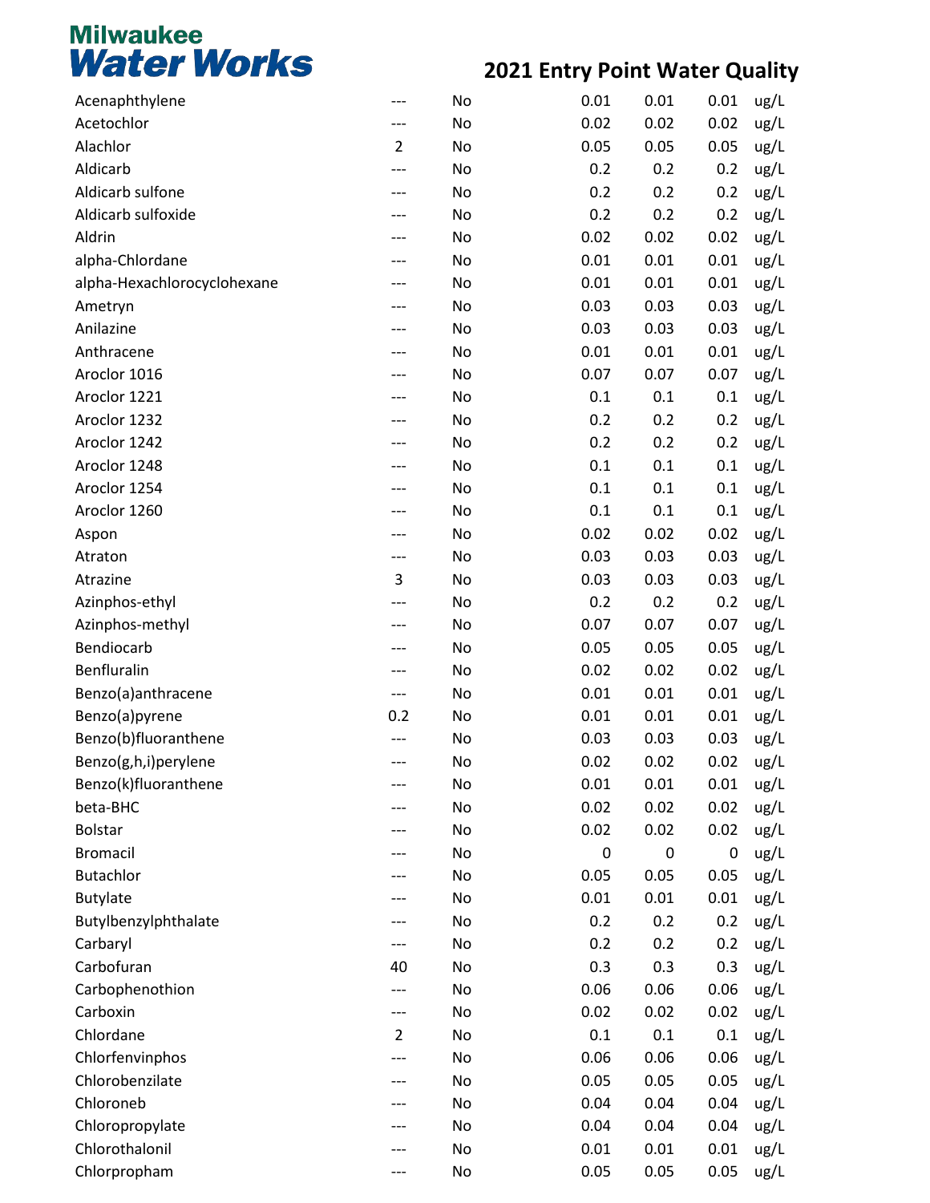# Milwaukee Water Works

## 2021 Entry Point Water Quality

| | | | | | | |
|---|---|---|---|---|---|---|
| Acenaphthylene | --- | No | 0.01 | 0.01 | 0.01 | ug/L |
| Acetochlor | --- | No | 0.02 | 0.02 | 0.02 | ug/L |
| Alachlor | 2 | No | 0.05 | 0.05 | 0.05 | ug/L |
| Aldicarb | --- | No | 0.2 | 0.2 | 0.2 | ug/L |
| Aldicarb sulfone | --- | No | 0.2 | 0.2 | 0.2 | ug/L |
| Aldicarb sulfoxide | --- | No | 0.2 | 0.2 | 0.2 | ug/L |
| Aldrin | --- | No | 0.02 | 0.02 | 0.02 | ug/L |
| alpha-Chlordane | --- | No | 0.01 | 0.01 | 0.01 | ug/L |
| alpha-Hexachlorocyclohexane | --- | No | 0.01 | 0.01 | 0.01 | ug/L |
| Ametryn | --- | No | 0.03 | 0.03 | 0.03 | ug/L |
| Anilazine | --- | No | 0.03 | 0.03 | 0.03 | ug/L |
| Anthracene | --- | No | 0.01 | 0.01 | 0.01 | ug/L |
| Aroclor 1016 | --- | No | 0.07 | 0.07 | 0.07 | ug/L |
| Aroclor 1221 | --- | No | 0.1 | 0.1 | 0.1 | ug/L |
| Aroclor 1232 | --- | No | 0.2 | 0.2 | 0.2 | ug/L |
| Aroclor 1242 | --- | No | 0.2 | 0.2 | 0.2 | ug/L |
| Aroclor 1248 | --- | No | 0.1 | 0.1 | 0.1 | ug/L |
| Aroclor 1254 | --- | No | 0.1 | 0.1 | 0.1 | ug/L |
| Aroclor 1260 | --- | No | 0.1 | 0.1 | 0.1 | ug/L |
| Aspon | --- | No | 0.02 | 0.02 | 0.02 | ug/L |
| Atraton | --- | No | 0.03 | 0.03 | 0.03 | ug/L |
| Atrazine | 3 | No | 0.03 | 0.03 | 0.03 | ug/L |
| Azinphos-ethyl | --- | No | 0.2 | 0.2 | 0.2 | ug/L |
| Azinphos-methyl | --- | No | 0.07 | 0.07 | 0.07 | ug/L |
| Bendiocarb | --- | No | 0.05 | 0.05 | 0.05 | ug/L |
| Benfluralin | --- | No | 0.02 | 0.02 | 0.02 | ug/L |
| Benzo(a)anthracene | --- | No | 0.01 | 0.01 | 0.01 | ug/L |
| Benzo(a)pyrene | 0.2 | No | 0.01 | 0.01 | 0.01 | ug/L |
| Benzo(b)fluoranthene | --- | No | 0.03 | 0.03 | 0.03 | ug/L |
| Benzo(g,h,i)perylene | --- | No | 0.02 | 0.02 | 0.02 | ug/L |
| Benzo(k)fluoranthene | --- | No | 0.01 | 0.01 | 0.01 | ug/L |
| beta-BHC | --- | No | 0.02 | 0.02 | 0.02 | ug/L |
| Bolstar | --- | No | 0.02 | 0.02 | 0.02 | ug/L |
| Bromacil | --- | No | 0 | 0 | 0 | ug/L |
| Butachlor | --- | No | 0.05 | 0.05 | 0.05 | ug/L |
| Butylate | --- | No | 0.01 | 0.01 | 0.01 | ug/L |
| Butylbenzylphthalate | --- | No | 0.2 | 0.2 | 0.2 | ug/L |
| Carbaryl | --- | No | 0.2 | 0.2 | 0.2 | ug/L |
| Carbofuran | 40 | No | 0.3 | 0.3 | 0.3 | ug/L |
| Carbophenothion | --- | No | 0.06 | 0.06 | 0.06 | ug/L |
| Carboxin | --- | No | 0.02 | 0.02 | 0.02 | ug/L |
| Chlordane | 2 | No | 0.1 | 0.1 | 0.1 | ug/L |
| Chlorfenvinphos | --- | No | 0.06 | 0.06 | 0.06 | ug/L |
| Chlorobenzilate | --- | No | 0.05 | 0.05 | 0.05 | ug/L |
| Chloroneb | --- | No | 0.04 | 0.04 | 0.04 | ug/L |
| Chloropropylate | --- | No | 0.04 | 0.04 | 0.04 | ug/L |
| Chlorothalonil | --- | No | 0.01 | 0.01 | 0.01 | ug/L |
| Chlorpropham | --- | No | 0.05 | 0.05 | 0.05 | ug/L |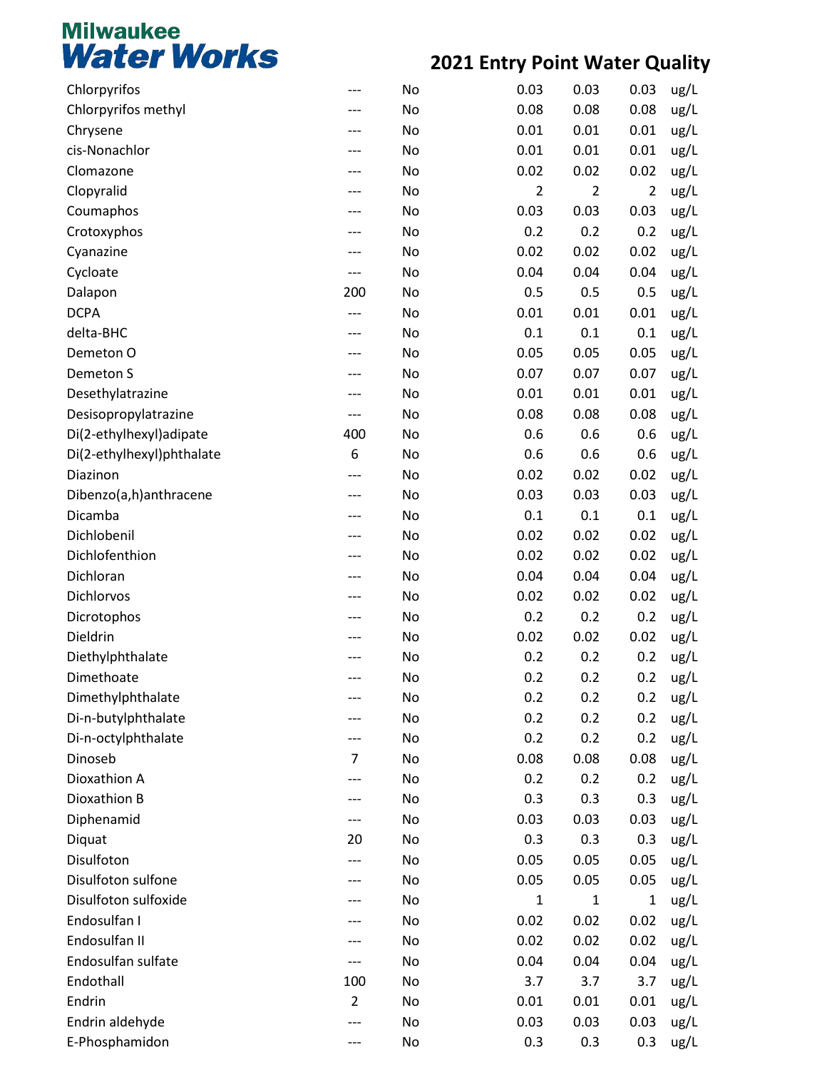# Milwaukee Water Works

## 2021 Entry Point Water Quality

| | | | | | | |
|---|---|---|---|---|---|---|
| Chlorpyrifos | --- | No | 0.03 | 0.03 | 0.03 | ug/L |
| Chlorpyrifos methyl | --- | No | 0.08 | 0.08 | 0.08 | ug/L |
| Chrysene | --- | No | 0.01 | 0.01 | 0.01 | ug/L |
| cis-Nonachlor | --- | No | 0.01 | 0.01 | 0.01 | ug/L |
| Clomazone | --- | No | 0.02 | 0.02 | 0.02 | ug/L |
| Clopyralid | --- | No | 2 | 2 | 2 | ug/L |
| Coumaphos | --- | No | 0.03 | 0.03 | 0.03 | ug/L |
| Crotoxyphos | --- | No | 0.2 | 0.2 | 0.2 | ug/L |
| Cyanazine | --- | No | 0.02 | 0.02 | 0.02 | ug/L |
| Cycloate | --- | No | 0.04 | 0.04 | 0.04 | ug/L |
| Dalapon | 200 | No | 0.5 | 0.5 | 0.5 | ug/L |
| DCPA | --- | No | 0.01 | 0.01 | 0.01 | ug/L |
| delta-BHC | --- | No | 0.1 | 0.1 | 0.1 | ug/L |
| Demeton O | --- | No | 0.05 | 0.05 | 0.05 | ug/L |
| Demeton S | --- | No | 0.07 | 0.07 | 0.07 | ug/L |
| Desethylatrazine | --- | No | 0.01 | 0.01 | 0.01 | ug/L |
| Desisopropylatrazine | --- | No | 0.08 | 0.08 | 0.08 | ug/L |
| Di(2-ethylhexyl)adipate | 400 | No | 0.6 | 0.6 | 0.6 | ug/L |
| Di(2-ethylhexyl)phthalate | 6 | No | 0.6 | 0.6 | 0.6 | ug/L |
| Diazinon | --- | No | 0.02 | 0.02 | 0.02 | ug/L |
| Dibenzo(a,h)anthracene | --- | No | 0.03 | 0.03 | 0.03 | ug/L |
| Dicamba | --- | No | 0.1 | 0.1 | 0.1 | ug/L |
| Dichlobenil | --- | No | 0.02 | 0.02 | 0.02 | ug/L |
| Dichlofenthion | --- | No | 0.02 | 0.02 | 0.02 | ug/L |
| Dichloran | --- | No | 0.04 | 0.04 | 0.04 | ug/L |
| Dichlorvos | --- | No | 0.02 | 0.02 | 0.02 | ug/L |
| Dicrotophos | --- | No | 0.2 | 0.2 | 0.2 | ug/L |
| Dieldrin | --- | No | 0.02 | 0.02 | 0.02 | ug/L |
| Diethylphthalate | --- | No | 0.2 | 0.2 | 0.2 | ug/L |
| Dimethoate | --- | No | 0.2 | 0.2 | 0.2 | ug/L |
| Dimethylphthalate | --- | No | 0.2 | 0.2 | 0.2 | ug/L |
| Di-n-butylphthalate | --- | No | 0.2 | 0.2 | 0.2 | ug/L |
| Di-n-octylphthalate | --- | No | 0.2 | 0.2 | 0.2 | ug/L |
| Dinoseb | 7 | No | 0.08 | 0.08 | 0.08 | ug/L |
| Dioxathion A | --- | No | 0.2 | 0.2 | 0.2 | ug/L |
| Dioxathion B | --- | No | 0.3 | 0.3 | 0.3 | ug/L |
| Diphenamid | --- | No | 0.03 | 0.03 | 0.03 | ug/L |
| Diquat | 20 | No | 0.3 | 0.3 | 0.3 | ug/L |
| Disulfoton | --- | No | 0.05 | 0.05 | 0.05 | ug/L |
| Disulfoton sulfone | --- | No | 0.05 | 0.05 | 0.05 | ug/L |
| Disulfoton sulfoxide | --- | No | 1 | 1 | 1 | ug/L |
| Endosulfan I | --- | No | 0.02 | 0.02 | 0.02 | ug/L |
| Endosulfan II | --- | No | 0.02 | 0.02 | 0.02 | ug/L |
| Endosulfan sulfate | --- | No | 0.04 | 0.04 | 0.04 | ug/L |
| Endothall | 100 | No | 3.7 | 3.7 | 3.7 | ug/L |
| Endrin | 2 | No | 0.01 | 0.01 | 0.01 | ug/L |
| Endrin aldehyde | --- | No | 0.03 | 0.03 | 0.03 | ug/L |
| E-Phosphamidon | --- | No | 0.3 | 0.3 | 0.3 | ug/L |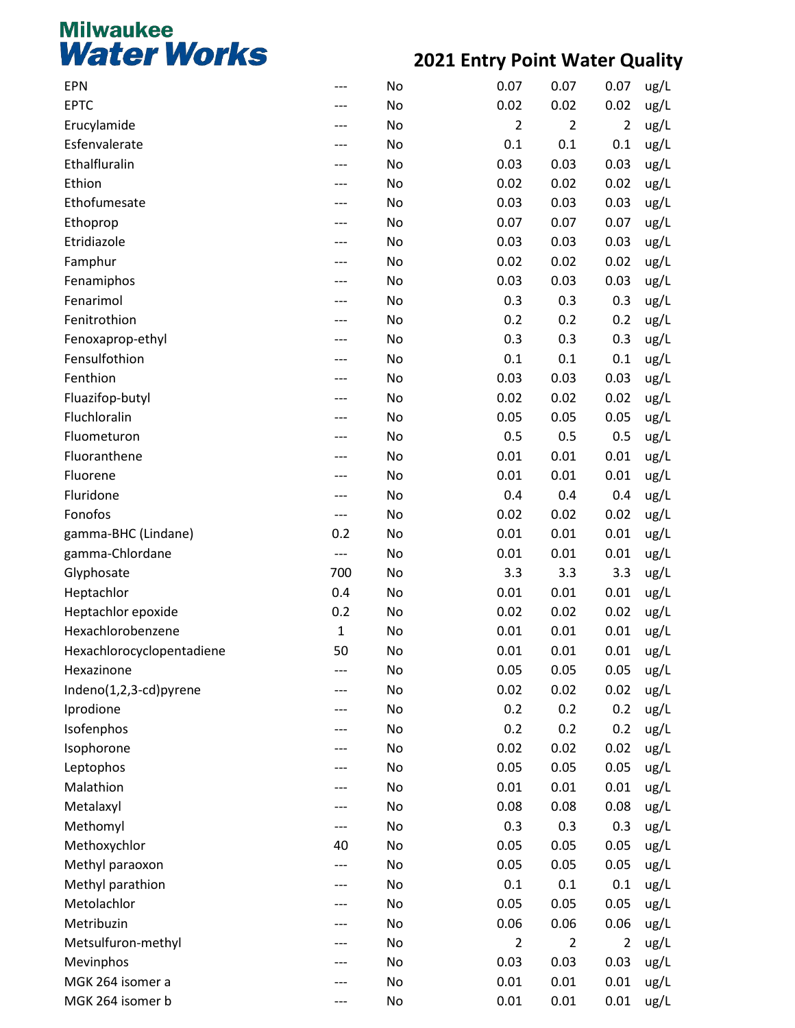# Milwaukee Water Works

## 2021 Entry Point Water Quality

| | | | | | | |
|---|---|---|---|---|---|---|
| EPN | --- | No | 0.07 | 0.07 | 0.07 | ug/L |
| EPTC | --- | No | 0.02 | 0.02 | 0.02 | ug/L |
| Erucylamide | --- | No | 2 | 2 | 2 | ug/L |
| Esfenvalerate | --- | No | 0.1 | 0.1 | 0.1 | ug/L |
| Ethalfluralin | --- | No | 0.03 | 0.03 | 0.03 | ug/L |
| Ethion | --- | No | 0.02 | 0.02 | 0.02 | ug/L |
| Ethofumesate | --- | No | 0.03 | 0.03 | 0.03 | ug/L |
| Ethoprop | --- | No | 0.07 | 0.07 | 0.07 | ug/L |
| Etridiazole | --- | No | 0.03 | 0.03 | 0.03 | ug/L |
| Famphur | --- | No | 0.02 | 0.02 | 0.02 | ug/L |
| Fenamiphos | --- | No | 0.03 | 0.03 | 0.03 | ug/L |
| Fenarimol | --- | No | 0.3 | 0.3 | 0.3 | ug/L |
| Fenitrothion | --- | No | 0.2 | 0.2 | 0.2 | ug/L |
| Fenoxaprop-ethyl | --- | No | 0.3 | 0.3 | 0.3 | ug/L |
| Fensulfothion | --- | No | 0.1 | 0.1 | 0.1 | ug/L |
| Fenthion | --- | No | 0.03 | 0.03 | 0.03 | ug/L |
| Fluazifop-butyl | --- | No | 0.02 | 0.02 | 0.02 | ug/L |
| Fluchloralin | --- | No | 0.05 | 0.05 | 0.05 | ug/L |
| Fluometuron | --- | No | 0.5 | 0.5 | 0.5 | ug/L |
| Fluoranthene | --- | No | 0.01 | 0.01 | 0.01 | ug/L |
| Fluorene | --- | No | 0.01 | 0.01 | 0.01 | ug/L |
| Fluridone | --- | No | 0.4 | 0.4 | 0.4 | ug/L |
| Fonofos | --- | No | 0.02 | 0.02 | 0.02 | ug/L |
| gamma-BHC (Lindane) | 0.2 | No | 0.01 | 0.01 | 0.01 | ug/L |
| gamma-Chlordane | --- | No | 0.01 | 0.01 | 0.01 | ug/L |
| Glyphosate | 700 | No | 3.3 | 3.3 | 3.3 | ug/L |
| Heptachlor | 0.4 | No | 0.01 | 0.01 | 0.01 | ug/L |
| Heptachlor epoxide | 0.2 | No | 0.02 | 0.02 | 0.02 | ug/L |
| Hexachlorobenzene | 1 | No | 0.01 | 0.01 | 0.01 | ug/L |
| Hexachlorocyclopentadiene | 50 | No | 0.01 | 0.01 | 0.01 | ug/L |
| Hexazinone | --- | No | 0.05 | 0.05 | 0.05 | ug/L |
| Indeno(1,2,3-cd)pyrene | --- | No | 0.02 | 0.02 | 0.02 | ug/L |
| Iprodione | --- | No | 0.2 | 0.2 | 0.2 | ug/L |
| Isofenphos | --- | No | 0.2 | 0.2 | 0.2 | ug/L |
| Isophorone | --- | No | 0.02 | 0.02 | 0.02 | ug/L |
| Leptophos | --- | No | 0.05 | 0.05 | 0.05 | ug/L |
| Malathion | --- | No | 0.01 | 0.01 | 0.01 | ug/L |
| Metalaxyl | --- | No | 0.08 | 0.08 | 0.08 | ug/L |
| Methomyl | --- | No | 0.3 | 0.3 | 0.3 | ug/L |
| Methoxychlor | 40 | No | 0.05 | 0.05 | 0.05 | ug/L |
| Methyl paraoxon | --- | No | 0.05 | 0.05 | 0.05 | ug/L |
| Methyl parathion | --- | No | 0.1 | 0.1 | 0.1 | ug/L |
| Metolachlor | --- | No | 0.05 | 0.05 | 0.05 | ug/L |
| Metribuzin | --- | No | 0.06 | 0.06 | 0.06 | ug/L |
| Metsulfuron-methyl | --- | No | 2 | 2 | 2 | ug/L |
| Mevinphos | --- | No | 0.03 | 0.03 | 0.03 | ug/L |
| MGK 264 isomer a | --- | No | 0.01 | 0.01 | 0.01 | ug/L |
| MGK 264 isomer b | --- | No | 0.01 | 0.01 | 0.01 | ug/L |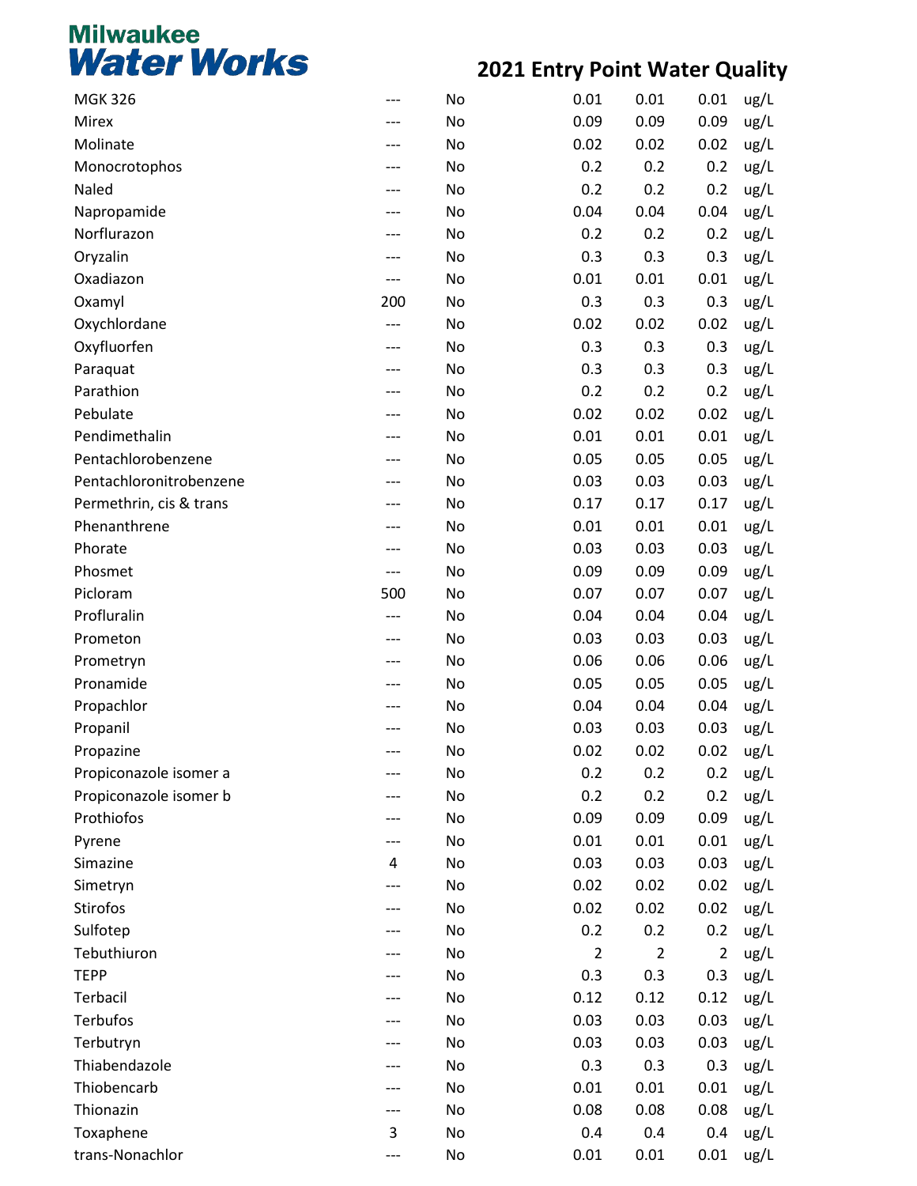# Milwaukee Water Works

## 2021 Entry Point Water Quality

| | | | | | | |
|---|---|---|---|---|---|---|
| MGK 326 | --- | No | 0.01 | 0.01 | 0.01 | ug/L |
| Mirex | --- | No | 0.09 | 0.09 | 0.09 | ug/L |
| Molinate | --- | No | 0.02 | 0.02 | 0.02 | ug/L |
| Monocrotophos | --- | No | 0.2 | 0.2 | 0.2 | ug/L |
| Naled | --- | No | 0.2 | 0.2 | 0.2 | ug/L |
| Napropamide | --- | No | 0.04 | 0.04 | 0.04 | ug/L |
| Norflurazon | --- | No | 0.2 | 0.2 | 0.2 | ug/L |
| Oryzalin | --- | No | 0.3 | 0.3 | 0.3 | ug/L |
| Oxadiazon | --- | No | 0.01 | 0.01 | 0.01 | ug/L |
| Oxamyl | 200 | No | 0.3 | 0.3 | 0.3 | ug/L |
| Oxychlordane | --- | No | 0.02 | 0.02 | 0.02 | ug/L |
| Oxyfluorfen | --- | No | 0.3 | 0.3 | 0.3 | ug/L |
| Paraquat | --- | No | 0.3 | 0.3 | 0.3 | ug/L |
| Parathion | --- | No | 0.2 | 0.2 | 0.2 | ug/L |
| Pebulate | --- | No | 0.02 | 0.02 | 0.02 | ug/L |
| Pendimethalin | --- | No | 0.01 | 0.01 | 0.01 | ug/L |
| Pentachlorobenzene | --- | No | 0.05 | 0.05 | 0.05 | ug/L |
| Pentachloronitrobenzene | --- | No | 0.03 | 0.03 | 0.03 | ug/L |
| Permethrin, cis & trans | --- | No | 0.17 | 0.17 | 0.17 | ug/L |
| Phenanthrene | --- | No | 0.01 | 0.01 | 0.01 | ug/L |
| Phorate | --- | No | 0.03 | 0.03 | 0.03 | ug/L |
| Phosmet | --- | No | 0.09 | 0.09 | 0.09 | ug/L |
| Picloram | 500 | No | 0.07 | 0.07 | 0.07 | ug/L |
| Profluralin | --- | No | 0.04 | 0.04 | 0.04 | ug/L |
| Prometon | --- | No | 0.03 | 0.03 | 0.03 | ug/L |
| Prometryn | --- | No | 0.06 | 0.06 | 0.06 | ug/L |
| Pronamide | --- | No | 0.05 | 0.05 | 0.05 | ug/L |
| Propachlor | --- | No | 0.04 | 0.04 | 0.04 | ug/L |
| Propanil | --- | No | 0.03 | 0.03 | 0.03 | ug/L |
| Propazine | --- | No | 0.02 | 0.02 | 0.02 | ug/L |
| Propiconazole isomer a | --- | No | 0.2 | 0.2 | 0.2 | ug/L |
| Propiconazole isomer b | --- | No | 0.2 | 0.2 | 0.2 | ug/L |
| Prothiofos | --- | No | 0.09 | 0.09 | 0.09 | ug/L |
| Pyrene | --- | No | 0.01 | 0.01 | 0.01 | ug/L |
| Simazine | 4 | No | 0.03 | 0.03 | 0.03 | ug/L |
| Simetryn | --- | No | 0.02 | 0.02 | 0.02 | ug/L |
| Stirofos | --- | No | 0.02 | 0.02 | 0.02 | ug/L |
| Sulfotep | --- | No | 0.2 | 0.2 | 0.2 | ug/L |
| Tebuthiuron | --- | No | 2 | 2 | 2 | ug/L |
| TEPP | --- | No | 0.3 | 0.3 | 0.3 | ug/L |
| Terbacil | --- | No | 0.12 | 0.12 | 0.12 | ug/L |
| Terbufos | --- | No | 0.03 | 0.03 | 0.03 | ug/L |
| Terbutryn | --- | No | 0.03 | 0.03 | 0.03 | ug/L |
| Thiabendazole | --- | No | 0.3 | 0.3 | 0.3 | ug/L |
| Thiobencarb | --- | No | 0.01 | 0.01 | 0.01 | ug/L |
| Thionazin | --- | No | 0.08 | 0.08 | 0.08 | ug/L |
| Toxaphene | 3 | No | 0.4 | 0.4 | 0.4 | ug/L |
| trans-Nonachlor | --- | No | 0.01 | 0.01 | 0.01 | ug/L |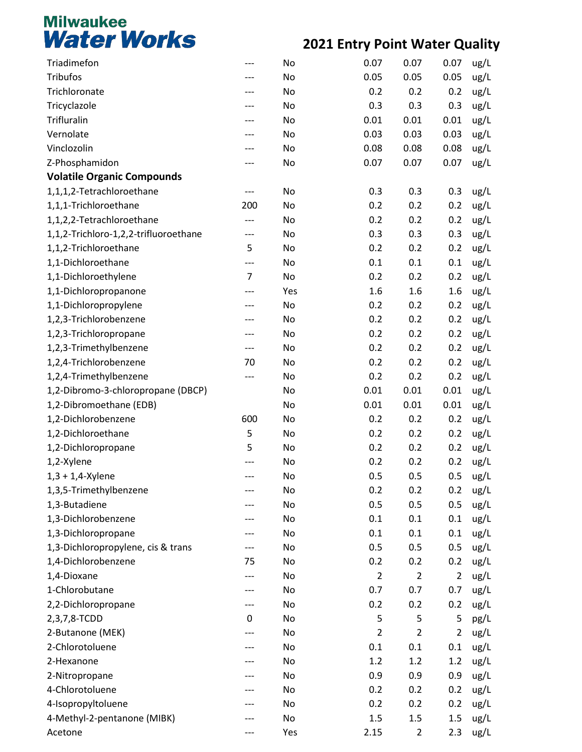# Milwaukee Water Works

## 2021 Entry Point Water Quality

| | | | | | | |
|---|---|---|---|---|---|---|
| Triadimefon | --- | No | 0.07 | 0.07 | 0.07 | ug/L |
| Tribufos | --- | No | 0.05 | 0.05 | 0.05 | ug/L |
| Trichloronate | --- | No | 0.2 | 0.2 | 0.2 | ug/L |
| Tricyclazole | --- | No | 0.3 | 0.3 | 0.3 | ug/L |
| Trifluralin | --- | No | 0.01 | 0.01 | 0.01 | ug/L |
| Vernolate | --- | No | 0.03 | 0.03 | 0.03 | ug/L |
| Vinclozolin | --- | No | 0.08 | 0.08 | 0.08 | ug/L |
| Z-Phosphamidon | --- | No | 0.07 | 0.07 | 0.07 | ug/L |
| **Volatile Organic Compounds** | | | | | | |
| 1,1,1,2-Tetrachloroethane | --- | No | 0.3 | 0.3 | 0.3 | ug/L |
| 1,1,1-Trichloroethane | 200 | No | 0.2 | 0.2 | 0.2 | ug/L |
| 1,1,2,2-Tetrachloroethane | --- | No | 0.2 | 0.2 | 0.2 | ug/L |
| 1,1,2-Trichloro-1,2,2-trifluoroethane | --- | No | 0.3 | 0.3 | 0.3 | ug/L |
| 1,1,2-Trichloroethane | 5 | No | 0.2 | 0.2 | 0.2 | ug/L |
| 1,1-Dichloroethane | --- | No | 0.1 | 0.1 | 0.1 | ug/L |
| 1,1-Dichloroethylene | 7 | No | 0.2 | 0.2 | 0.2 | ug/L |
| 1,1-Dichloropropanone | --- | Yes | 1.6 | 1.6 | 1.6 | ug/L |
| 1,1-Dichloropropylene | --- | No | 0.2 | 0.2 | 0.2 | ug/L |
| 1,2,3-Trichlorobenzene | --- | No | 0.2 | 0.2 | 0.2 | ug/L |
| 1,2,3-Trichloropropane | --- | No | 0.2 | 0.2 | 0.2 | ug/L |
| 1,2,3-Trimethylbenzene | --- | No | 0.2 | 0.2 | 0.2 | ug/L |
| 1,2,4-Trichlorobenzene | 70 | No | 0.2 | 0.2 | 0.2 | ug/L |
| 1,2,4-Trimethylbenzene | --- | No | 0.2 | 0.2 | 0.2 | ug/L |
| 1,2-Dibromo-3-chloropropane (DBCP) | | No | 0.01 | 0.01 | 0.01 | ug/L |
| 1,2-Dibromoethane (EDB) | | No | 0.01 | 0.01 | 0.01 | ug/L |
| 1,2-Dichlorobenzene | 600 | No | 0.2 | 0.2 | 0.2 | ug/L |
| 1,2-Dichloroethane | 5 | No | 0.2 | 0.2 | 0.2 | ug/L |
| 1,2-Dichloropropane | 5 | No | 0.2 | 0.2 | 0.2 | ug/L |
| 1,2-Xylene | --- | No | 0.2 | 0.2 | 0.2 | ug/L |
| 1,3 + 1,4-Xylene | --- | No | 0.5 | 0.5 | 0.5 | ug/L |
| 1,3,5-Trimethylbenzene | --- | No | 0.2 | 0.2 | 0.2 | ug/L |
| 1,3-Butadiene | --- | No | 0.5 | 0.5 | 0.5 | ug/L |
| 1,3-Dichlorobenzene | --- | No | 0.1 | 0.1 | 0.1 | ug/L |
| 1,3-Dichloropropane | --- | No | 0.1 | 0.1 | 0.1 | ug/L |
| 1,3-Dichloropropylene, cis & trans | --- | No | 0.5 | 0.5 | 0.5 | ug/L |
| 1,4-Dichlorobenzene | 75 | No | 0.2 | 0.2 | 0.2 | ug/L |
| 1,4-Dioxane | --- | No | 2 | 2 | 2 | ug/L |
| 1-Chlorobutane | --- | No | 0.7 | 0.7 | 0.7 | ug/L |
| 2,2-Dichloropropane | --- | No | 0.2 | 0.2 | 0.2 | ug/L |
| 2,3,7,8-TCDD | 0 | No | 5 | 5 | 5 | pg/L |
| 2-Butanone (MEK) | --- | No | 2 | 2 | 2 | ug/L |
| 2-Chlorotoluene | --- | No | 0.1 | 0.1 | 0.1 | ug/L |
| 2-Hexanone | --- | No | 1.2 | 1.2 | 1.2 | ug/L |
| 2-Nitropropane | --- | No | 0.9 | 0.9 | 0.9 | ug/L |
| 4-Chlorotoluene | --- | No | 0.2 | 0.2 | 0.2 | ug/L |
| 4-Isopropyltoluene | --- | No | 0.2 | 0.2 | 0.2 | ug/L |
| 4-Methyl-2-pentanone (MIBK) | --- | No | 1.5 | 1.5 | 1.5 | ug/L |
| Acetone | --- | Yes | 2.15 | 2 | 2.3 | ug/L |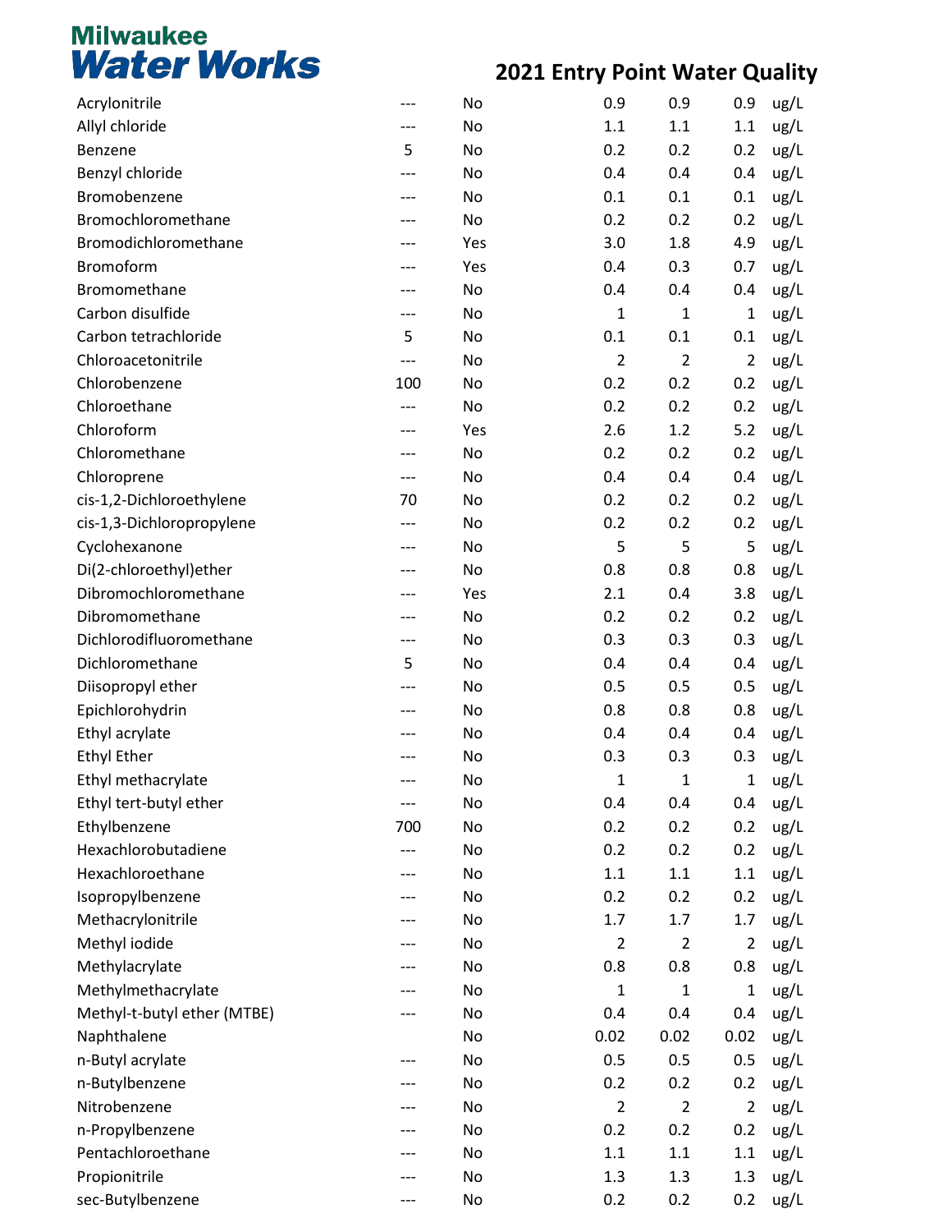# Milwaukee Water Works

## 2021 Entry Point Water Quality

| | | | | | | |
|---|---|---|---|---|---|---|
| Acrylonitrile | --- | No | 0.9 | 0.9 | 0.9 | ug/L |
| Allyl chloride | --- | No | 1.1 | 1.1 | 1.1 | ug/L |
| Benzene | 5 | No | 0.2 | 0.2 | 0.2 | ug/L |
| Benzyl chloride | --- | No | 0.4 | 0.4 | 0.4 | ug/L |
| Bromobenzene | --- | No | 0.1 | 0.1 | 0.1 | ug/L |
| Bromochloromethane | --- | No | 0.2 | 0.2 | 0.2 | ug/L |
| Bromodichloromethane | --- | Yes | 3.0 | 1.8 | 4.9 | ug/L |
| Bromoform | --- | Yes | 0.4 | 0.3 | 0.7 | ug/L |
| Bromomethane | --- | No | 0.4 | 0.4 | 0.4 | ug/L |
| Carbon disulfide | --- | No | 1 | 1 | 1 | ug/L |
| Carbon tetrachloride | 5 | No | 0.1 | 0.1 | 0.1 | ug/L |
| Chloroacetonitrile | --- | No | 2 | 2 | 2 | ug/L |
| Chlorobenzene | 100 | No | 0.2 | 0.2 | 0.2 | ug/L |
| Chloroethane | --- | No | 0.2 | 0.2 | 0.2 | ug/L |
| Chloroform | --- | Yes | 2.6 | 1.2 | 5.2 | ug/L |
| Chloromethane | --- | No | 0.2 | 0.2 | 0.2 | ug/L |
| Chloroprene | --- | No | 0.4 | 0.4 | 0.4 | ug/L |
| cis-1,2-Dichloroethylene | 70 | No | 0.2 | 0.2 | 0.2 | ug/L |
| cis-1,3-Dichloropropylene | --- | No | 0.2 | 0.2 | 0.2 | ug/L |
| Cyclohexanone | --- | No | 5 | 5 | 5 | ug/L |
| Di(2-chloroethyl)ether | --- | No | 0.8 | 0.8 | 0.8 | ug/L |
| Dibromochloromethane | --- | Yes | 2.1 | 0.4 | 3.8 | ug/L |
| Dibromomethane | --- | No | 0.2 | 0.2 | 0.2 | ug/L |
| Dichlorodifluoromethane | --- | No | 0.3 | 0.3 | 0.3 | ug/L |
| Dichloromethane | 5 | No | 0.4 | 0.4 | 0.4 | ug/L |
| Diisopropyl ether | --- | No | 0.5 | 0.5 | 0.5 | ug/L |
| Epichlorohydrin | --- | No | 0.8 | 0.8 | 0.8 | ug/L |
| Ethyl acrylate | --- | No | 0.4 | 0.4 | 0.4 | ug/L |
| Ethyl Ether | --- | No | 0.3 | 0.3 | 0.3 | ug/L |
| Ethyl methacrylate | --- | No | 1 | 1 | 1 | ug/L |
| Ethyl tert-butyl ether | --- | No | 0.4 | 0.4 | 0.4 | ug/L |
| Ethylbenzene | 700 | No | 0.2 | 0.2 | 0.2 | ug/L |
| Hexachlorobutadiene | --- | No | 0.2 | 0.2 | 0.2 | ug/L |
| Hexachloroethane | --- | No | 1.1 | 1.1 | 1.1 | ug/L |
| Isopropylbenzene | --- | No | 0.2 | 0.2 | 0.2 | ug/L |
| Methacrylonitrile | --- | No | 1.7 | 1.7 | 1.7 | ug/L |
| Methyl iodide | --- | No | 2 | 2 | 2 | ug/L |
| Methylacrylate | --- | No | 0.8 | 0.8 | 0.8 | ug/L |
| Methylmethacrylate | --- | No | 1 | 1 | 1 | ug/L |
| Methyl-t-butyl ether (MTBE) | --- | No | 0.4 | 0.4 | 0.4 | ug/L |
| Naphthalene | | No | 0.02 | 0.02 | 0.02 | ug/L |
| n-Butyl acrylate | --- | No | 0.5 | 0.5 | 0.5 | ug/L |
| n-Butylbenzene | --- | No | 0.2 | 0.2 | 0.2 | ug/L |
| Nitrobenzene | --- | No | 2 | 2 | 2 | ug/L |
| n-Propylbenzene | --- | No | 0.2 | 0.2 | 0.2 | ug/L |
| Pentachloroethane | --- | No | 1.1 | 1.1 | 1.1 | ug/L |
| Propionitrile | --- | No | 1.3 | 1.3 | 1.3 | ug/L |
| sec-Butylbenzene | --- | No | 0.2 | 0.2 | 0.2 | ug/L |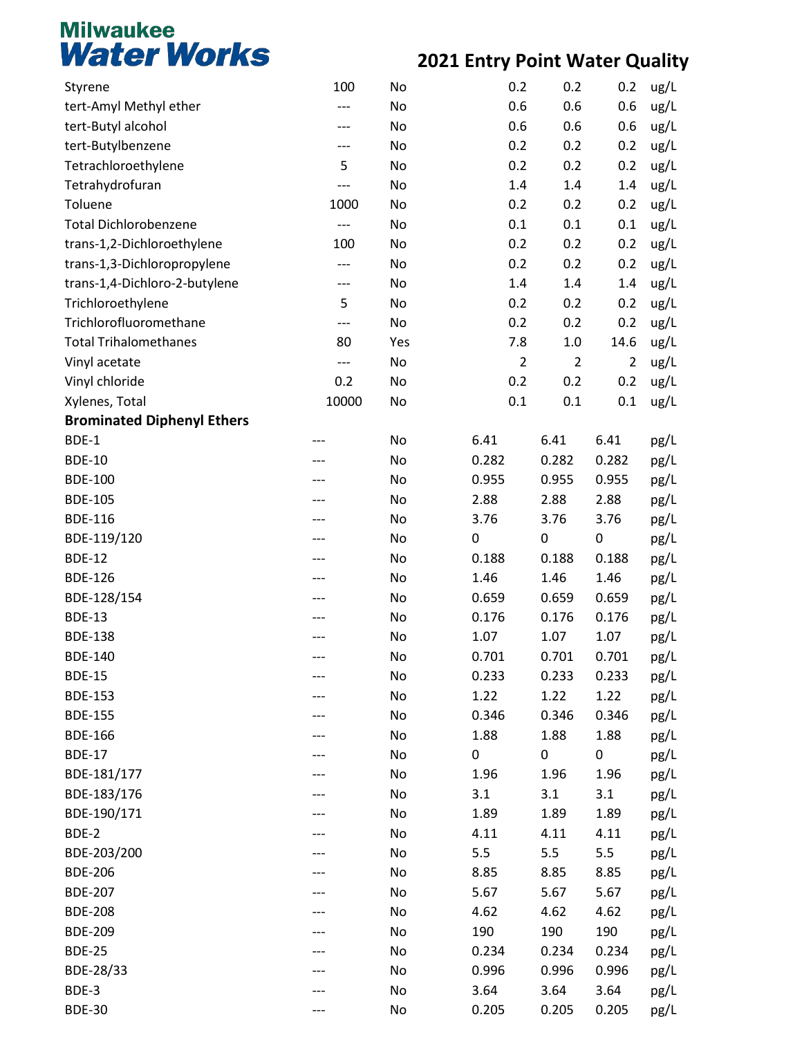# Milwaukee Water Works

## 2021 Entry Point Water Quality

| | | | | | | |
|---|---|---|---|---|---|---|
| Styrene | 100 | No | 0.2 | 0.2 | 0.2 | ug/L |
| tert-Amyl Methyl ether | --- | No | 0.6 | 0.6 | 0.6 | ug/L |
| tert-Butyl alcohol | --- | No | 0.6 | 0.6 | 0.6 | ug/L |
| tert-Butylbenzene | --- | No | 0.2 | 0.2 | 0.2 | ug/L |
| Tetrachloroethylene | 5 | No | 0.2 | 0.2 | 0.2 | ug/L |
| Tetrahydrofuran | --- | No | 1.4 | 1.4 | 1.4 | ug/L |
| Toluene | 1000 | No | 0.2 | 0.2 | 0.2 | ug/L |
| Total Dichlorobenzene | --- | No | 0.1 | 0.1 | 0.1 | ug/L |
| trans-1,2-Dichloroethylene | 100 | No | 0.2 | 0.2 | 0.2 | ug/L |
| trans-1,3-Dichloropropylene | --- | No | 0.2 | 0.2 | 0.2 | ug/L |
| trans-1,4-Dichloro-2-butylene | --- | No | 1.4 | 1.4 | 1.4 | ug/L |
| Trichloroethylene | 5 | No | 0.2 | 0.2 | 0.2 | ug/L |
| Trichlorofluoromethane | --- | No | 0.2 | 0.2 | 0.2 | ug/L |
| Total Trihalomethanes | 80 | Yes | 7.8 | 1.0 | 14.6 | ug/L |
| Vinyl acetate | --- | No | 2 | 2 | 2 | ug/L |
| Vinyl chloride | 0.2 | No | 0.2 | 0.2 | 0.2 | ug/L |
| Xylenes, Total | 10000 | No | 0.1 | 0.1 | 0.1 | ug/L |
| **Brominated Diphenyl Ethers** | | | | | | |
| BDE-1 | --- | No | 6.41 | 6.41 | 6.41 | pg/L |
| BDE-10 | --- | No | 0.282 | 0.282 | 0.282 | pg/L |
| BDE-100 | --- | No | 0.955 | 0.955 | 0.955 | pg/L |
| BDE-105 | --- | No | 2.88 | 2.88 | 2.88 | pg/L |
| BDE-116 | --- | No | 3.76 | 3.76 | 3.76 | pg/L |
| BDE-119/120 | --- | No | 0 | 0 | 0 | pg/L |
| BDE-12 | --- | No | 0.188 | 0.188 | 0.188 | pg/L |
| BDE-126 | --- | No | 1.46 | 1.46 | 1.46 | pg/L |
| BDE-128/154 | --- | No | 0.659 | 0.659 | 0.659 | pg/L |
| BDE-13 | --- | No | 0.176 | 0.176 | 0.176 | pg/L |
| BDE-138 | --- | No | 1.07 | 1.07 | 1.07 | pg/L |
| BDE-140 | --- | No | 0.701 | 0.701 | 0.701 | pg/L |
| BDE-15 | --- | No | 0.233 | 0.233 | 0.233 | pg/L |
| BDE-153 | --- | No | 1.22 | 1.22 | 1.22 | pg/L |
| BDE-155 | --- | No | 0.346 | 0.346 | 0.346 | pg/L |
| BDE-166 | --- | No | 1.88 | 1.88 | 1.88 | pg/L |
| BDE-17 | --- | No | 0 | 0 | 0 | pg/L |
| BDE-181/177 | --- | No | 1.96 | 1.96 | 1.96 | pg/L |
| BDE-183/176 | --- | No | 3.1 | 3.1 | 3.1 | pg/L |
| BDE-190/171 | --- | No | 1.89 | 1.89 | 1.89 | pg/L |
| BDE-2 | --- | No | 4.11 | 4.11 | 4.11 | pg/L |
| BDE-203/200 | --- | No | 5.5 | 5.5 | 5.5 | pg/L |
| BDE-206 | --- | No | 8.85 | 8.85 | 8.85 | pg/L |
| BDE-207 | --- | No | 5.67 | 5.67 | 5.67 | pg/L |
| BDE-208 | --- | No | 4.62 | 4.62 | 4.62 | pg/L |
| BDE-209 | --- | No | 190 | 190 | 190 | pg/L |
| BDE-25 | --- | No | 0.234 | 0.234 | 0.234 | pg/L |
| BDE-28/33 | --- | No | 0.996 | 0.996 | 0.996 | pg/L |
| BDE-3 | --- | No | 3.64 | 3.64 | 3.64 | pg/L |
| BDE-30 | --- | No | 0.205 | 0.205 | 0.205 | pg/L |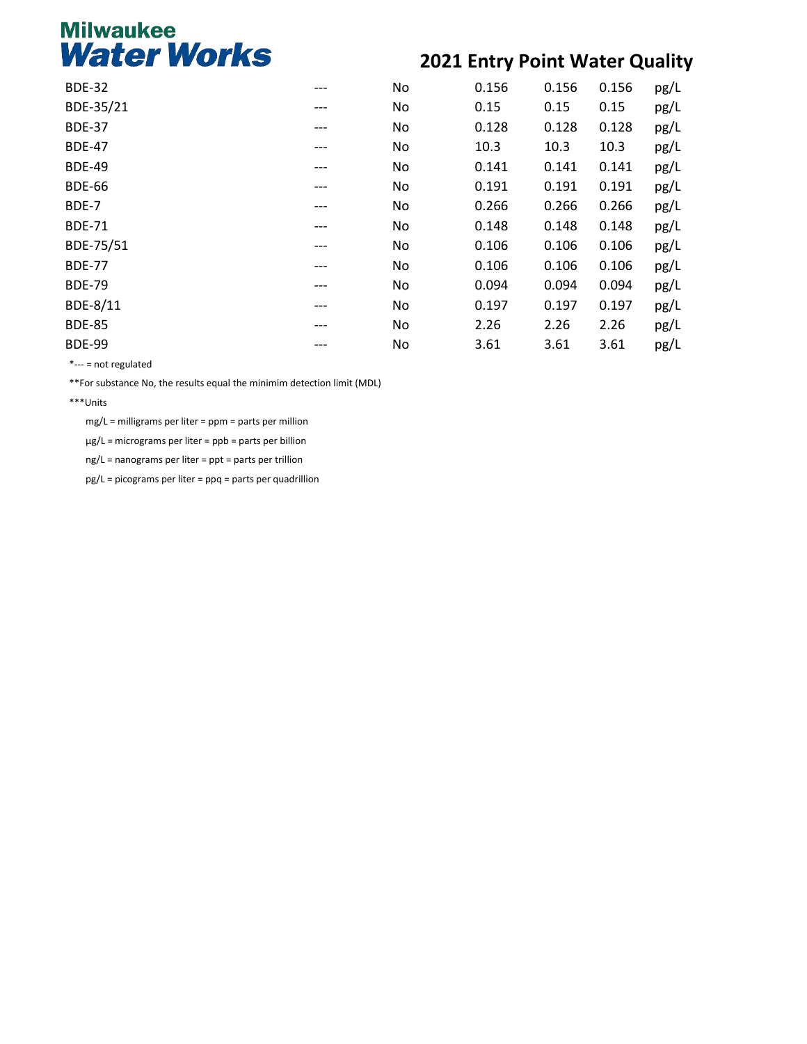Milwaukee Water Works

## 2021 Entry Point Water Quality

| | | | | | | |
|---|---|---|---|---|---|---|
| BDE-32 | --- | No | 0.156 | 0.156 | 0.156 | pg/L |
| BDE-35/21 | --- | No | 0.15 | 0.15 | 0.15 | pg/L |
| BDE-37 | --- | No | 0.128 | 0.128 | 0.128 | pg/L |
| BDE-47 | --- | No | 10.3 | 10.3 | 10.3 | pg/L |
| BDE-49 | --- | No | 0.141 | 0.141 | 0.141 | pg/L |
| BDE-66 | --- | No | 0.191 | 0.191 | 0.191 | pg/L |
| BDE-7 | --- | No | 0.266 | 0.266 | 0.266 | pg/L |
| BDE-71 | --- | No | 0.148 | 0.148 | 0.148 | pg/L |
| BDE-75/51 | --- | No | 0.106 | 0.106 | 0.106 | pg/L |
| BDE-77 | --- | No | 0.106 | 0.106 | 0.106 | pg/L |
| BDE-79 | --- | No | 0.094 | 0.094 | 0.094 | pg/L |
| BDE-8/11 | --- | No | 0.197 | 0.197 | 0.197 | pg/L |
| BDE-85 | --- | No | 2.26 | 2.26 | 2.26 | pg/L |
| BDE-99 | --- | No | 3.61 | 3.61 | 3.61 | pg/L |

*--- = not regulated

**For substance No, the results equal the minimim detection limit (MDL)

***Units

mg/L = milligrams per liter = ppm = parts per million

µg/L = micrograms per liter = ppb = parts per billion

ng/L = nanograms per liter = ppt = parts per trillion

pg/L = picograms per liter = ppq = parts per quadrillion